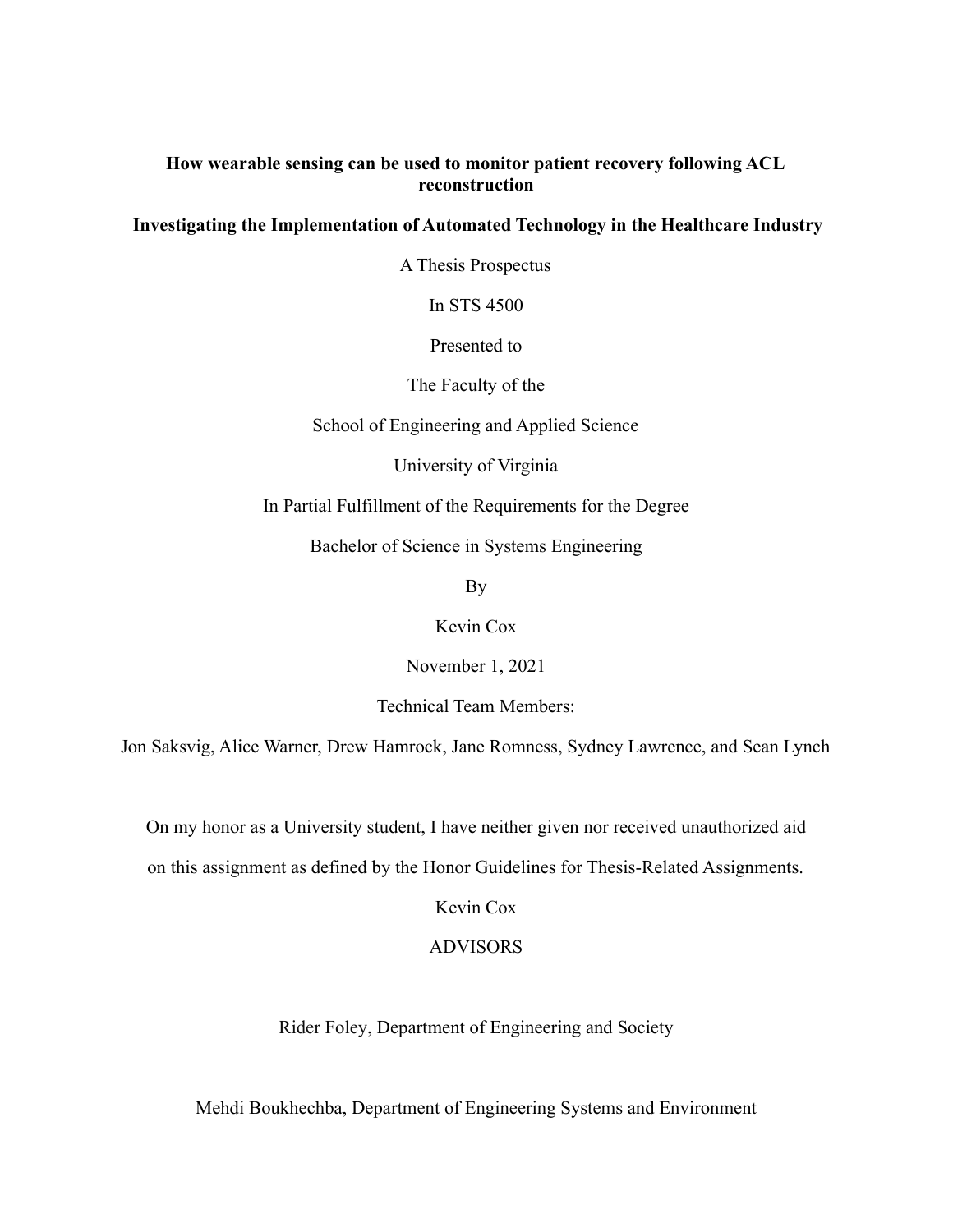**How wearable sensing can be used to monitor patient recovery following ACL reconstruction**

**Investigating the Implementation of Automated Technology in the Healthcare Industry**

A Thesis Prospectus

In STS 4500

Presented to

The Faculty of the

School of Engineering and Applied Science

University of Virginia

In Partial Fulfillment of the Requirements for the Degree

Bachelor of Science in Systems Engineering

By

Kevin Cox

November 1, 2021

Technical Team Members:

Jon Saksvig, Alice Warner, Drew Hamrock, Jane Romness, Sydney Lawrence, and Sean Lynch

On my honor as a University student, I have neither given nor received unauthorized aid on this assignment as defined by the Honor Guidelines for Thesis-Related Assignments.

Kevin Cox

ADVISORS

Rider Foley, Department of Engineering and Society

Mehdi Boukhechba, Department of Engineering Systems and Environment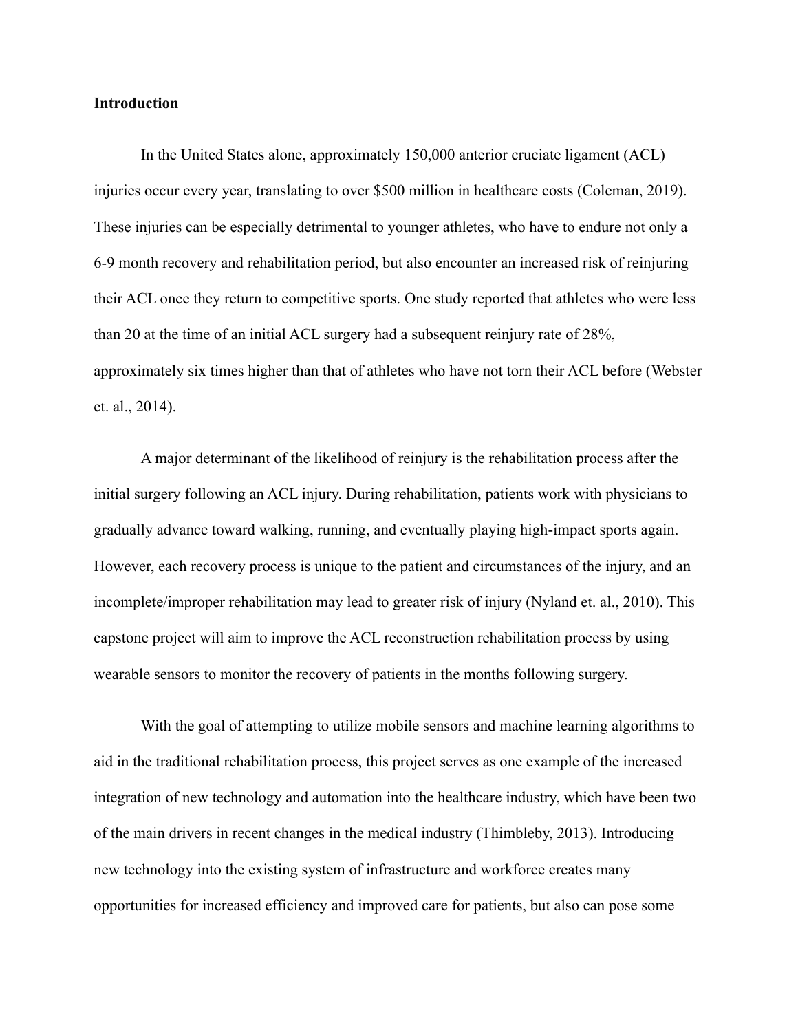**Introduction**

In the United States alone, approximately 150,000 anterior cruciate ligament (ACL) injuries occur every year, translating to over $500 million in healthcare costs (Coleman, 2019). These injuries can be especially detrimental to younger athletes, who have to endure not only a 6-9 month recovery and rehabilitation period, but also encounter an increased risk of reinjuring their ACL once they return to competitive sports. One study reported that athletes who were less than 20 at the time of an initial ACL surgery had a subsequent reinjury rate of 28%, approximately six times higher than that of athletes who have not torn their ACL before (Webster et. al., 2014).

A major determinant of the likelihood of reinjury is the rehabilitation process after the initial surgery following an ACL injury. During rehabilitation, patients work with physicians to gradually advance toward walking, running, and eventually playing high-impact sports again. However, each recovery process is unique to the patient and circumstances of the injury, and an incomplete/improper rehabilitation may lead to greater risk of injury (Nyland et. al., 2010). This capstone project will aim to improve the ACL reconstruction rehabilitation process by using wearable sensors to monitor the recovery of patients in the months following surgery.

With the goal of attempting to utilize mobile sensors and machine learning algorithms to aid in the traditional rehabilitation process, this project serves as one example of the increased integration of new technology and automation into the healthcare industry, which have been two of the main drivers in recent changes in the medical industry (Thimbleby, 2013). Introducing new technology into the existing system of infrastructure and workforce creates many opportunities for increased efficiency and improved care for patients, but also can pose some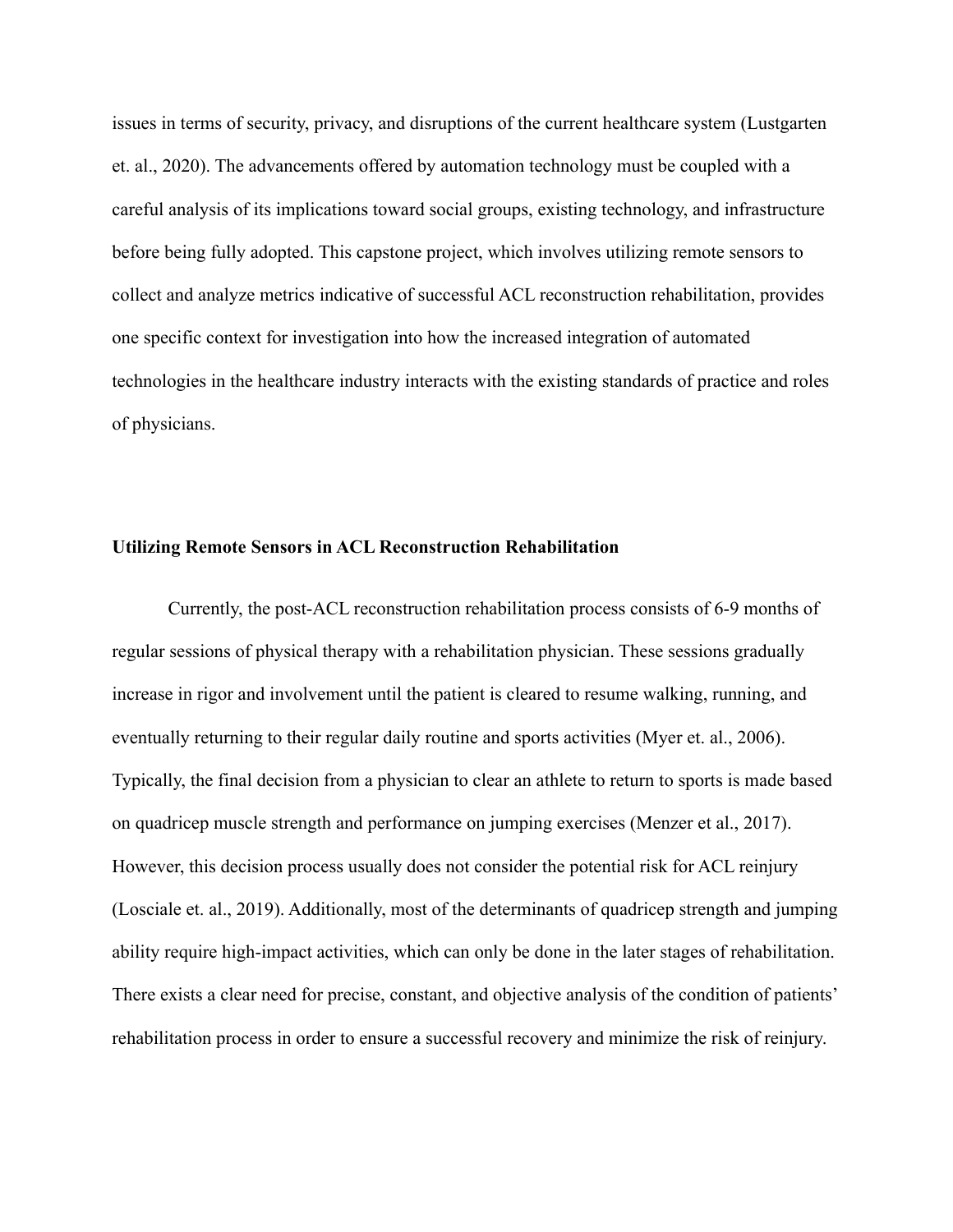issues in terms of security, privacy, and disruptions of the current healthcare system (Lustgarten et. al., 2020). The advancements offered by automation technology must be coupled with a careful analysis of its implications toward social groups, existing technology, and infrastructure before being fully adopted. This capstone project, which involves utilizing remote sensors to collect and analyze metrics indicative of successful ACL reconstruction rehabilitation, provides one specific context for investigation into how the increased integration of automated technologies in the healthcare industry interacts with the existing standards of practice and roles of physicians.

**Utilizing Remote Sensors in ACL Reconstruction Rehabilitation**

Currently, the post-ACL reconstruction rehabilitation process consists of 6-9 months of regular sessions of physical therapy with a rehabilitation physician. These sessions gradually increase in rigor and involvement until the patient is cleared to resume walking, running, and eventually returning to their regular daily routine and sports activities (Myer et. al., 2006). Typically, the final decision from a physician to clear an athlete to return to sports is made based on quadricep muscle strength and performance on jumping exercises (Menzer et al., 2017). However, this decision process usually does not consider the potential risk for ACL reinjury (Losciale et. al., 2019). Additionally, most of the determinants of quadricep strength and jumping ability require high-impact activities, which can only be done in the later stages of rehabilitation. There exists a clear need for precise, constant, and objective analysis of the condition of patients' rehabilitation process in order to ensure a successful recovery and minimize the risk of reinjury.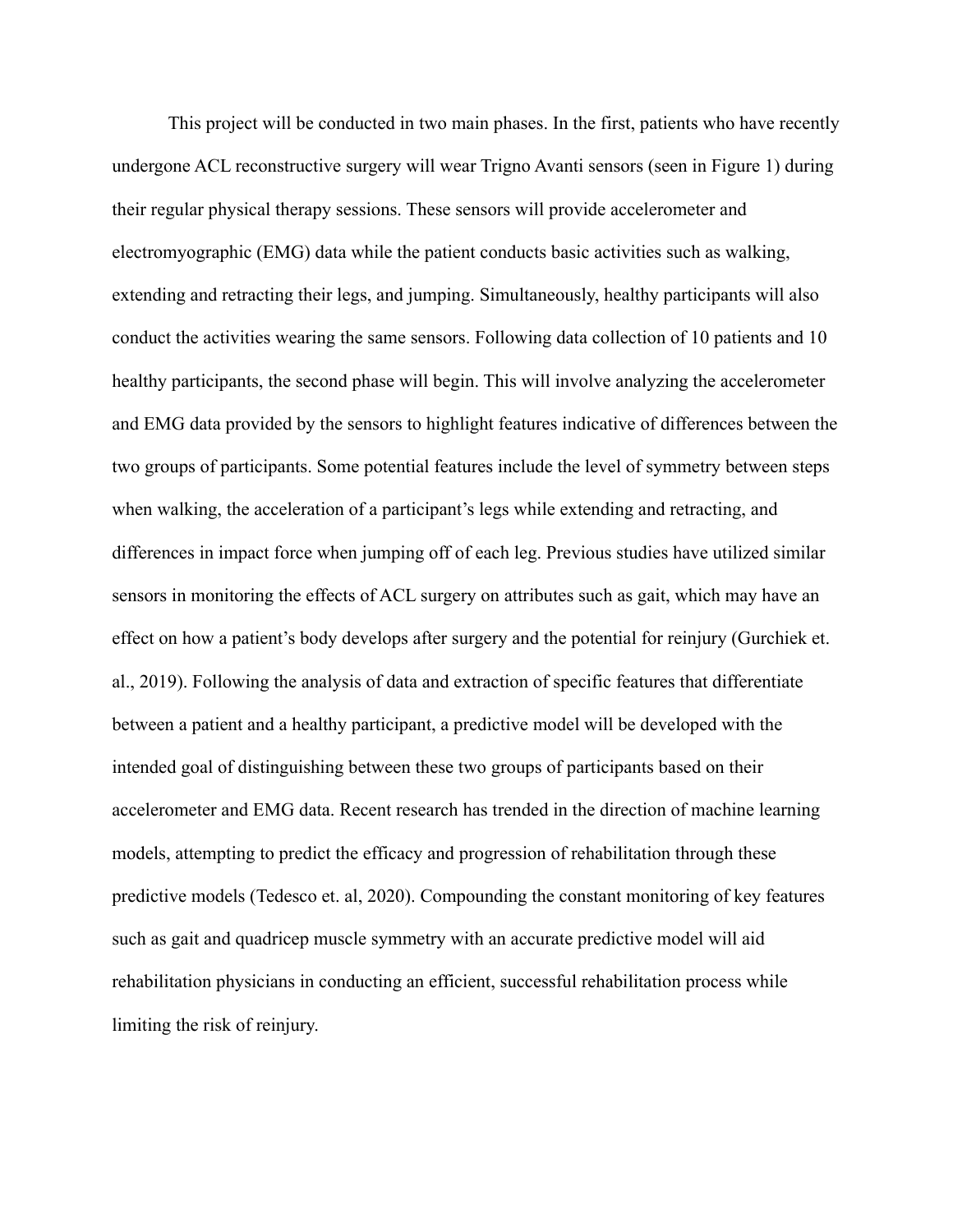This project will be conducted in two main phases. In the first, patients who have recently undergone ACL reconstructive surgery will wear Trigno Avanti sensors (seen in Figure 1) during their regular physical therapy sessions. These sensors will provide accelerometer and electromyographic (EMG) data while the patient conducts basic activities such as walking, extending and retracting their legs, and jumping. Simultaneously, healthy participants will also conduct the activities wearing the same sensors. Following data collection of 10 patients and 10 healthy participants, the second phase will begin. This will involve analyzing the accelerometer and EMG data provided by the sensors to highlight features indicative of differences between the two groups of participants. Some potential features include the level of symmetry between steps when walking, the acceleration of a participant's legs while extending and retracting, and differences in impact force when jumping off of each leg. Previous studies have utilized similar sensors in monitoring the effects of ACL surgery on attributes such as gait, which may have an effect on how a patient's body develops after surgery and the potential for reinjury (Gurchiek et. al., 2019). Following the analysis of data and extraction of specific features that differentiate between a patient and a healthy participant, a predictive model will be developed with the intended goal of distinguishing between these two groups of participants based on their accelerometer and EMG data. Recent research has trended in the direction of machine learning models, attempting to predict the efficacy and progression of rehabilitation through these predictive models (Tedesco et. al, 2020). Compounding the constant monitoring of key features such as gait and quadricep muscle symmetry with an accurate predictive model will aid rehabilitation physicians in conducting an efficient, successful rehabilitation process while limiting the risk of reinjury.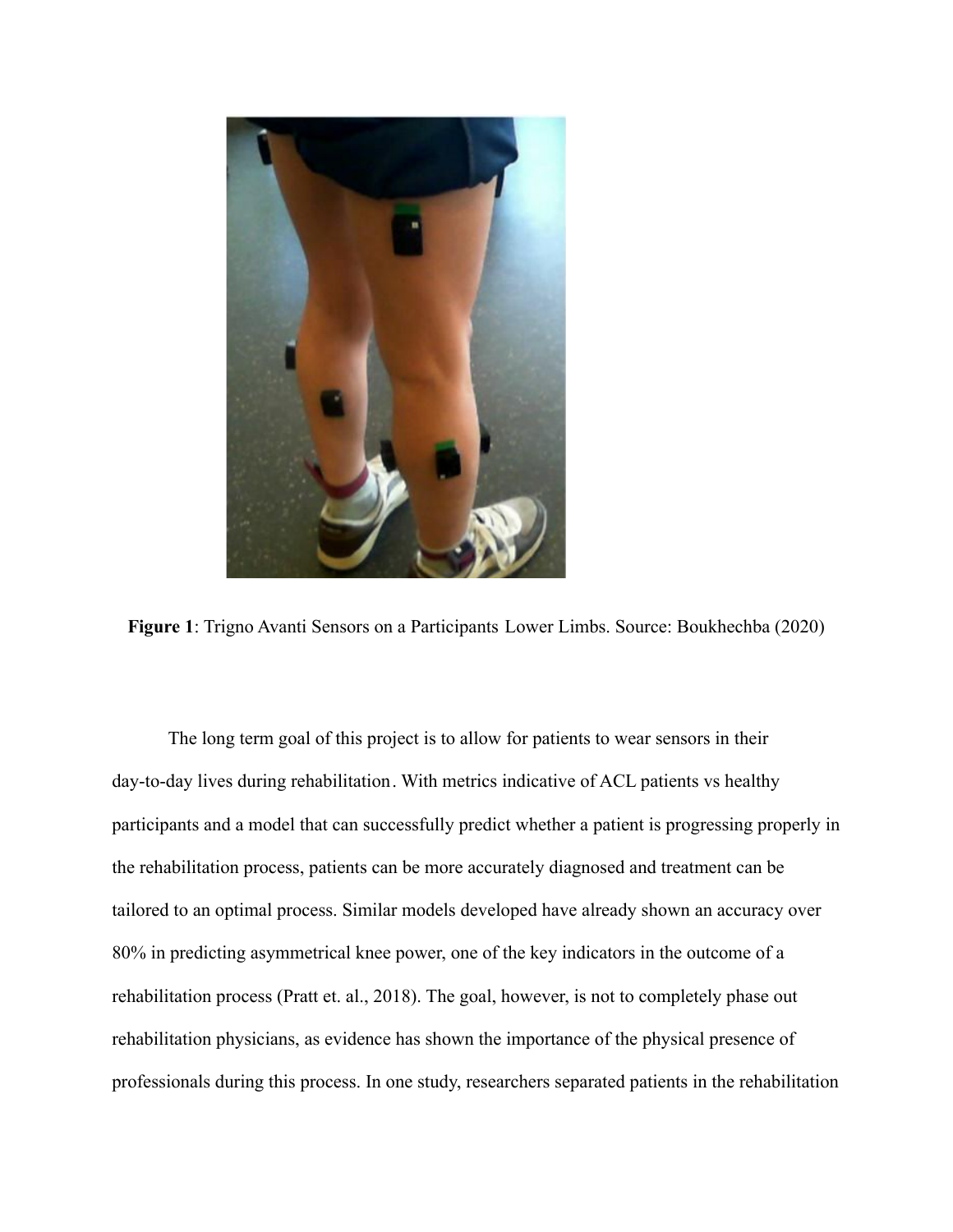**Figure 1**: Trigno Avanti Sensors on a Participants Lower Limbs. Source: Boukhechba (2020)

The long term goal of this project is to allow for patients to wear sensors in their day-to-day lives during rehabilitation. With metrics indicative of ACL patients vs healthy participants and a model that can successfully predict whether a patient is progressing properly in the rehabilitation process, patients can be more accurately diagnosed and treatment can be tailored to an optimal process. Similar models developed have already shown an accuracy over 80% in predicting asymmetrical knee power, one of the key indicators in the outcome of a rehabilitation process (Pratt et. al., 2018). The goal, however, is not to completely phase out rehabilitation physicians, as evidence has shown the importance of the physical presence of professionals during this process. In one study, researchers separated patients in the rehabilitation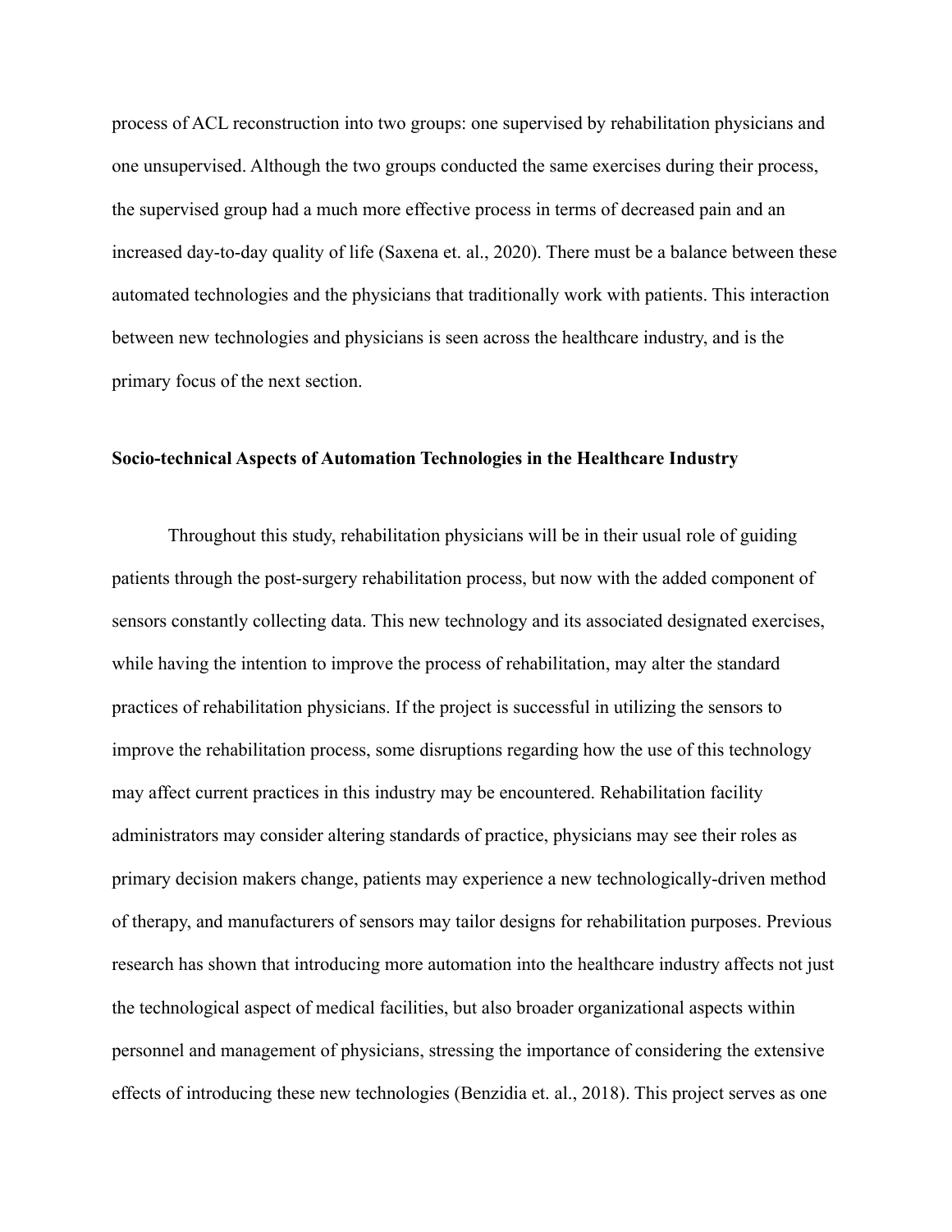process of ACL reconstruction into two groups: one supervised by rehabilitation physicians and one unsupervised. Although the two groups conducted the same exercises during their process, the supervised group had a much more effective process in terms of decreased pain and an increased day-to-day quality of life (Saxena et. al., 2020). There must be a balance between these automated technologies and the physicians that traditionally work with patients. This interaction between new technologies and physicians is seen across the healthcare industry, and is the primary focus of the next section.

**Socio-technical Aspects of Automation Technologies in the Healthcare Industry**

Throughout this study, rehabilitation physicians will be in their usual role of guiding patients through the post-surgery rehabilitation process, but now with the added component of sensors constantly collecting data. This new technology and its associated designated exercises, while having the intention to improve the process of rehabilitation, may alter the standard practices of rehabilitation physicians. If the project is successful in utilizing the sensors to improve the rehabilitation process, some disruptions regarding how the use of this technology may affect current practices in this industry may be encountered. Rehabilitation facility administrators may consider altering standards of practice, physicians may see their roles as primary decision makers change, patients may experience a new technologically-driven method of therapy, and manufacturers of sensors may tailor designs for rehabilitation purposes. Previous research has shown that introducing more automation into the healthcare industry affects not just the technological aspect of medical facilities, but also broader organizational aspects within personnel and management of physicians, stressing the importance of considering the extensive effects of introducing these new technologies (Benzidia et. al., 2018). This project serves as one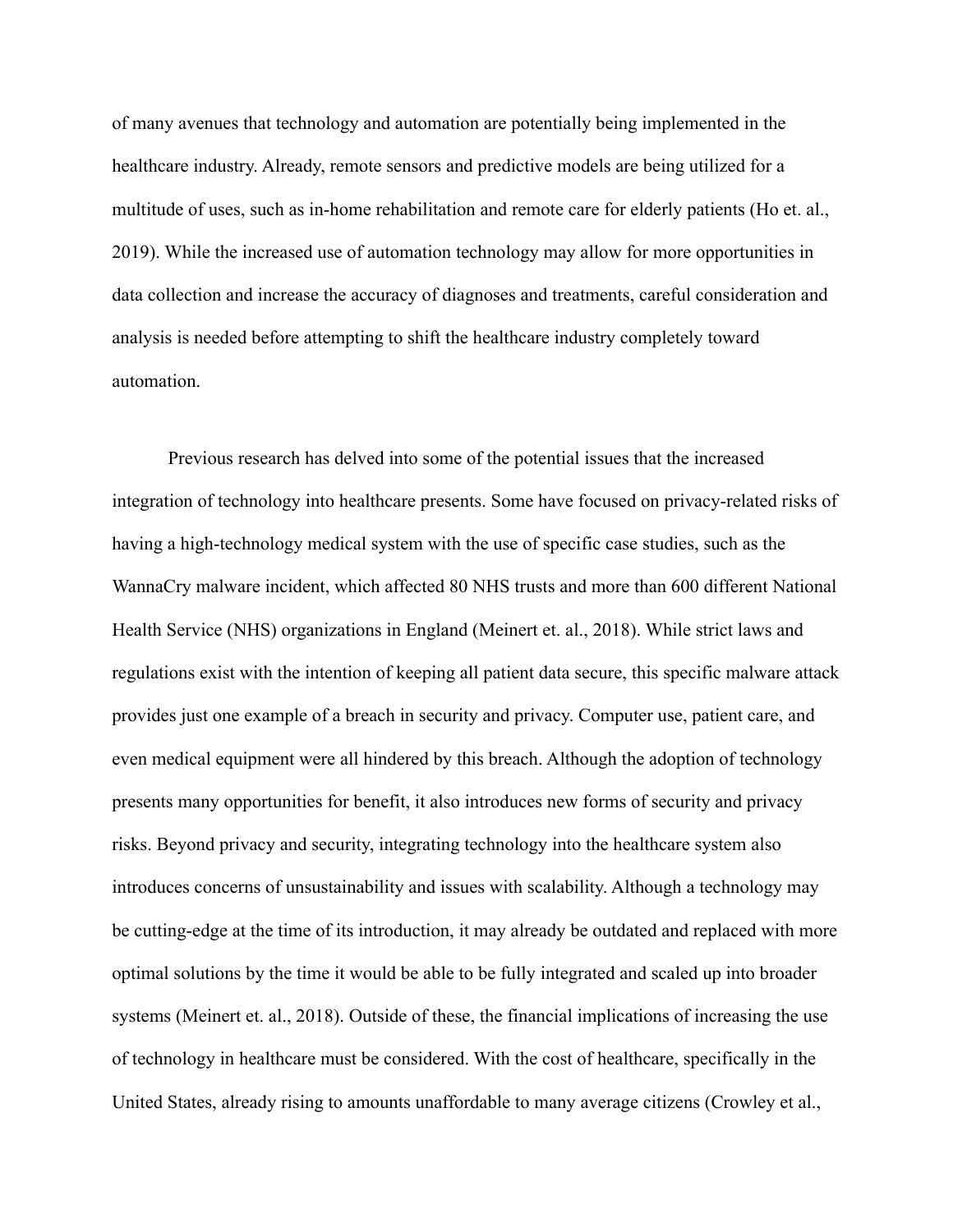of many avenues that technology and automation are potentially being implemented in the healthcare industry. Already, remote sensors and predictive models are being utilized for a multitude of uses, such as in-home rehabilitation and remote care for elderly patients (Ho et. al., 2019). While the increased use of automation technology may allow for more opportunities in data collection and increase the accuracy of diagnoses and treatments, careful consideration and analysis is needed before attempting to shift the healthcare industry completely toward automation.

Previous research has delved into some of the potential issues that the increased integration of technology into healthcare presents. Some have focused on privacy-related risks of having a high-technology medical system with the use of specific case studies, such as the WannaCry malware incident, which affected 80 NHS trusts and more than 600 different National Health Service (NHS) organizations in England (Meinert et. al., 2018). While strict laws and regulations exist with the intention of keeping all patient data secure, this specific malware attack provides just one example of a breach in security and privacy. Computer use, patient care, and even medical equipment were all hindered by this breach. Although the adoption of technology presents many opportunities for benefit, it also introduces new forms of security and privacy risks. Beyond privacy and security, integrating technology into the healthcare system also introduces concerns of unsustainability and issues with scalability. Although a technology may be cutting-edge at the time of its introduction, it may already be outdated and replaced with more optimal solutions by the time it would be able to be fully integrated and scaled up into broader systems (Meinert et. al., 2018). Outside of these, the financial implications of increasing the use of technology in healthcare must be considered. With the cost of healthcare, specifically in the United States, already rising to amounts unaffordable to many average citizens (Crowley et al.,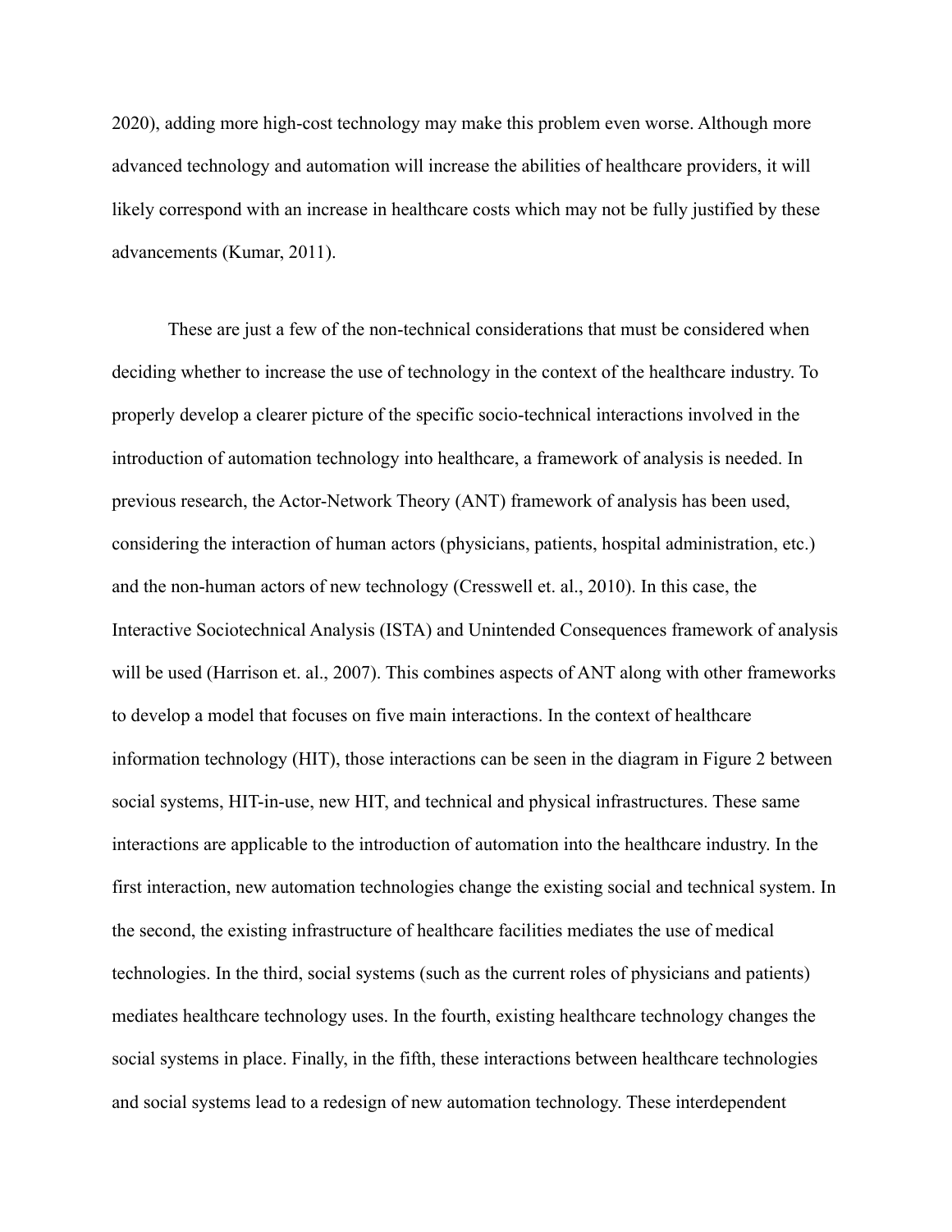2020), adding more high-cost technology may make this problem even worse. Although more advanced technology and automation will increase the abilities of healthcare providers, it will likely correspond with an increase in healthcare costs which may not be fully justified by these advancements (Kumar, 2011).

These are just a few of the non-technical considerations that must be considered when deciding whether to increase the use of technology in the context of the healthcare industry. To properly develop a clearer picture of the specific socio-technical interactions involved in the introduction of automation technology into healthcare, a framework of analysis is needed. In previous research, the Actor-Network Theory (ANT) framework of analysis has been used, considering the interaction of human actors (physicians, patients, hospital administration, etc.) and the non-human actors of new technology (Cresswell et. al., 2010). In this case, the Interactive Sociotechnical Analysis (ISTA) and Unintended Consequences framework of analysis will be used (Harrison et. al., 2007). This combines aspects of ANT along with other frameworks to develop a model that focuses on five main interactions. In the context of healthcare information technology (HIT), those interactions can be seen in the diagram in Figure 2 between social systems, HIT-in-use, new HIT, and technical and physical infrastructures. These same interactions are applicable to the introduction of automation into the healthcare industry. In the first interaction, new automation technologies change the existing social and technical system. In the second, the existing infrastructure of healthcare facilities mediates the use of medical technologies. In the third, social systems (such as the current roles of physicians and patients) mediates healthcare technology uses. In the fourth, existing healthcare technology changes the social systems in place. Finally, in the fifth, these interactions between healthcare technologies and social systems lead to a redesign of new automation technology. These interdependent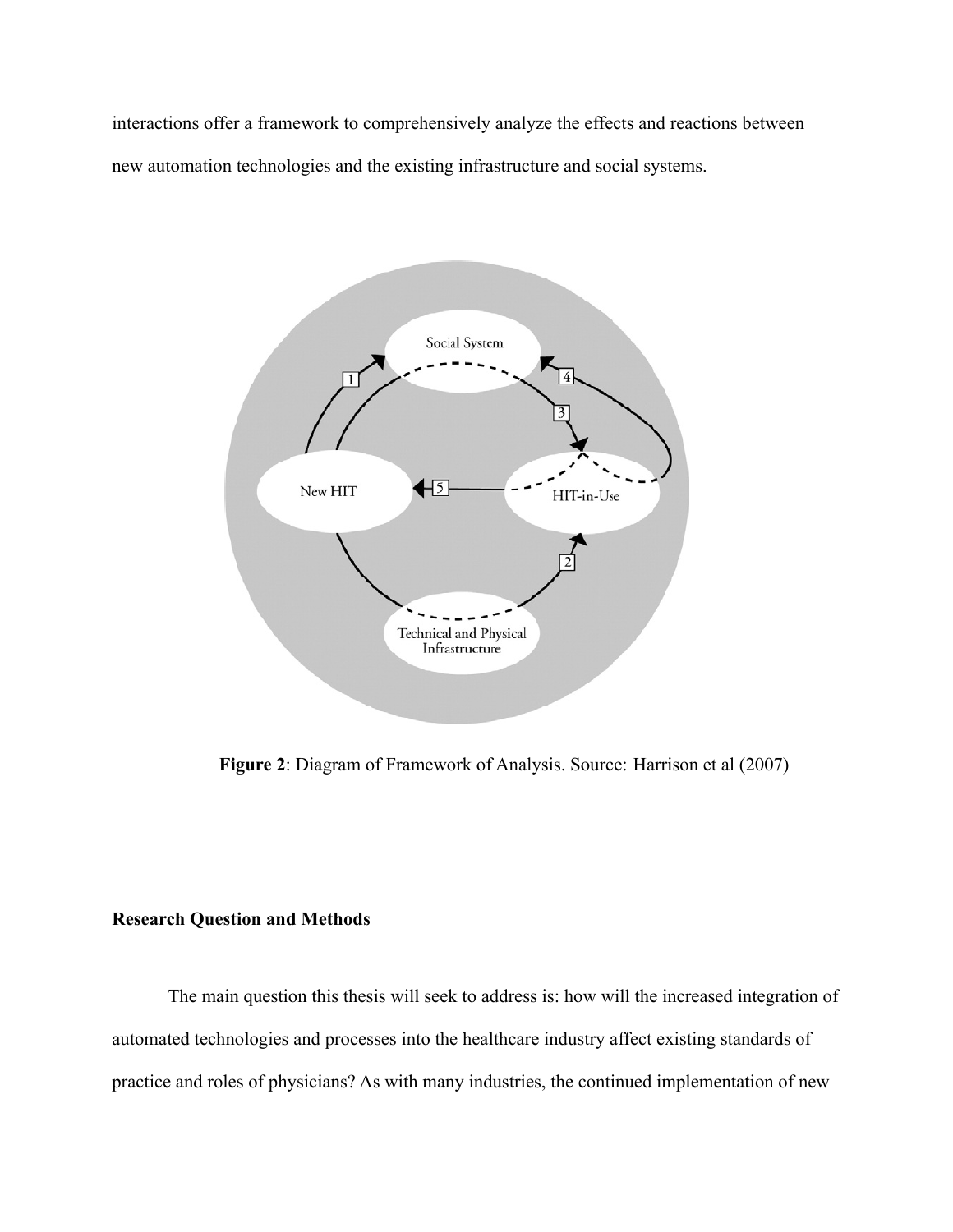interactions offer a framework to comprehensively analyze the effects and reactions between new automation technologies and the existing infrastructure and social systems.

**Figure 2**: Diagram of Framework of Analysis. Source: Harrison et al (2007)

## Research Question and Methods

The main question this thesis will seek to address is: how will the increased integration of automated technologies and processes into the healthcare industry affect existing standards of practice and roles of physicians? As with many industries, the continued implementation of new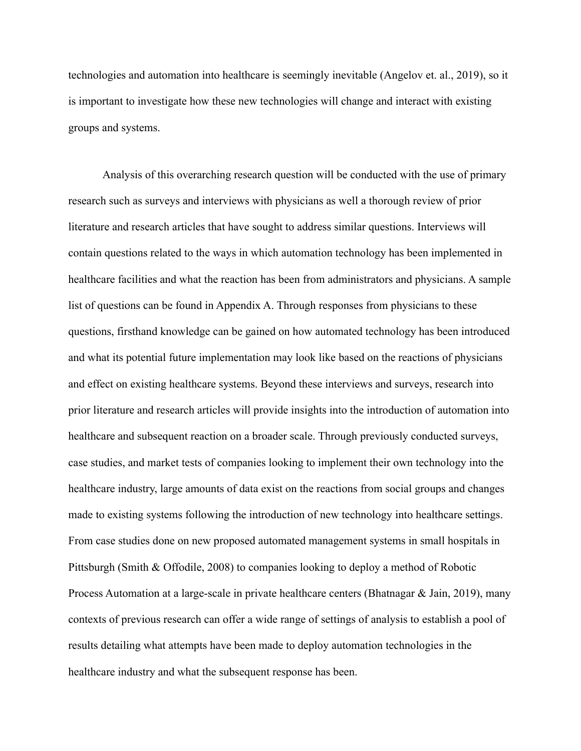technologies and automation into healthcare is seemingly inevitable (Angelov et. al., 2019), so it is important to investigate how these new technologies will change and interact with existing groups and systems.

Analysis of this overarching research question will be conducted with the use of primary research such as surveys and interviews with physicians as well a thorough review of prior literature and research articles that have sought to address similar questions. Interviews will contain questions related to the ways in which automation technology has been implemented in healthcare facilities and what the reaction has been from administrators and physicians. A sample list of questions can be found in Appendix A. Through responses from physicians to these questions, firsthand knowledge can be gained on how automated technology has been introduced and what its potential future implementation may look like based on the reactions of physicians and effect on existing healthcare systems. Beyond these interviews and surveys, research into prior literature and research articles will provide insights into the introduction of automation into healthcare and subsequent reaction on a broader scale. Through previously conducted surveys, case studies, and market tests of companies looking to implement their own technology into the healthcare industry, large amounts of data exist on the reactions from social groups and changes made to existing systems following the introduction of new technology into healthcare settings. From case studies done on new proposed automated management systems in small hospitals in Pittsburgh (Smith & Offodile, 2008) to companies looking to deploy a method of Robotic Process Automation at a large-scale in private healthcare centers (Bhatnagar & Jain, 2019), many contexts of previous research can offer a wide range of settings of analysis to establish a pool of results detailing what attempts have been made to deploy automation technologies in the healthcare industry and what the subsequent response has been.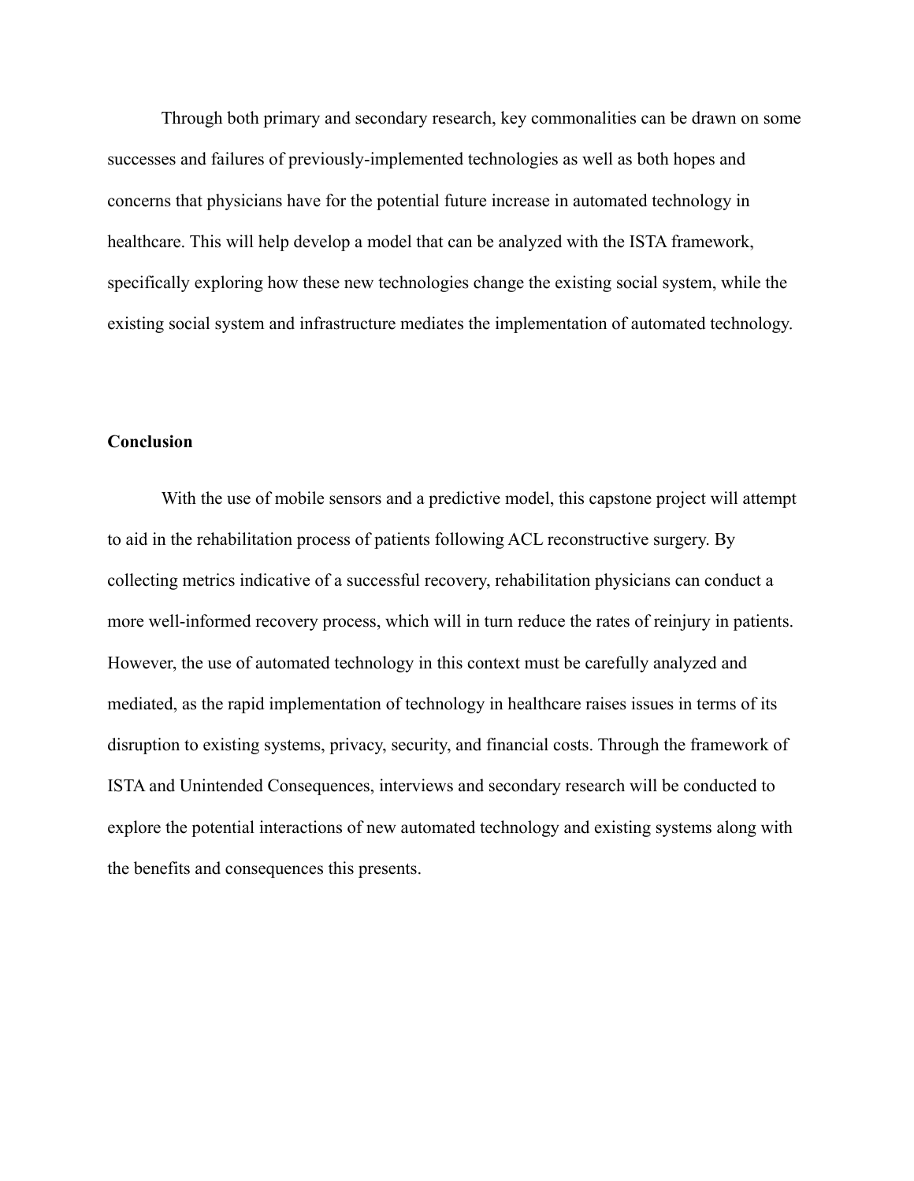Through both primary and secondary research, key commonalities can be drawn on some successes and failures of previously-implemented technologies as well as both hopes and concerns that physicians have for the potential future increase in automated technology in healthcare. This will help develop a model that can be analyzed with the ISTA framework, specifically exploring how these new technologies change the existing social system, while the existing social system and infrastructure mediates the implementation of automated technology.

## Conclusion

With the use of mobile sensors and a predictive model, this capstone project will attempt to aid in the rehabilitation process of patients following ACL reconstructive surgery. By collecting metrics indicative of a successful recovery, rehabilitation physicians can conduct a more well-informed recovery process, which will in turn reduce the rates of reinjury in patients. However, the use of automated technology in this context must be carefully analyzed and mediated, as the rapid implementation of technology in healthcare raises issues in terms of its disruption to existing systems, privacy, security, and financial costs. Through the framework of ISTA and Unintended Consequences, interviews and secondary research will be conducted to explore the potential interactions of new automated technology and existing systems along with the benefits and consequences this presents.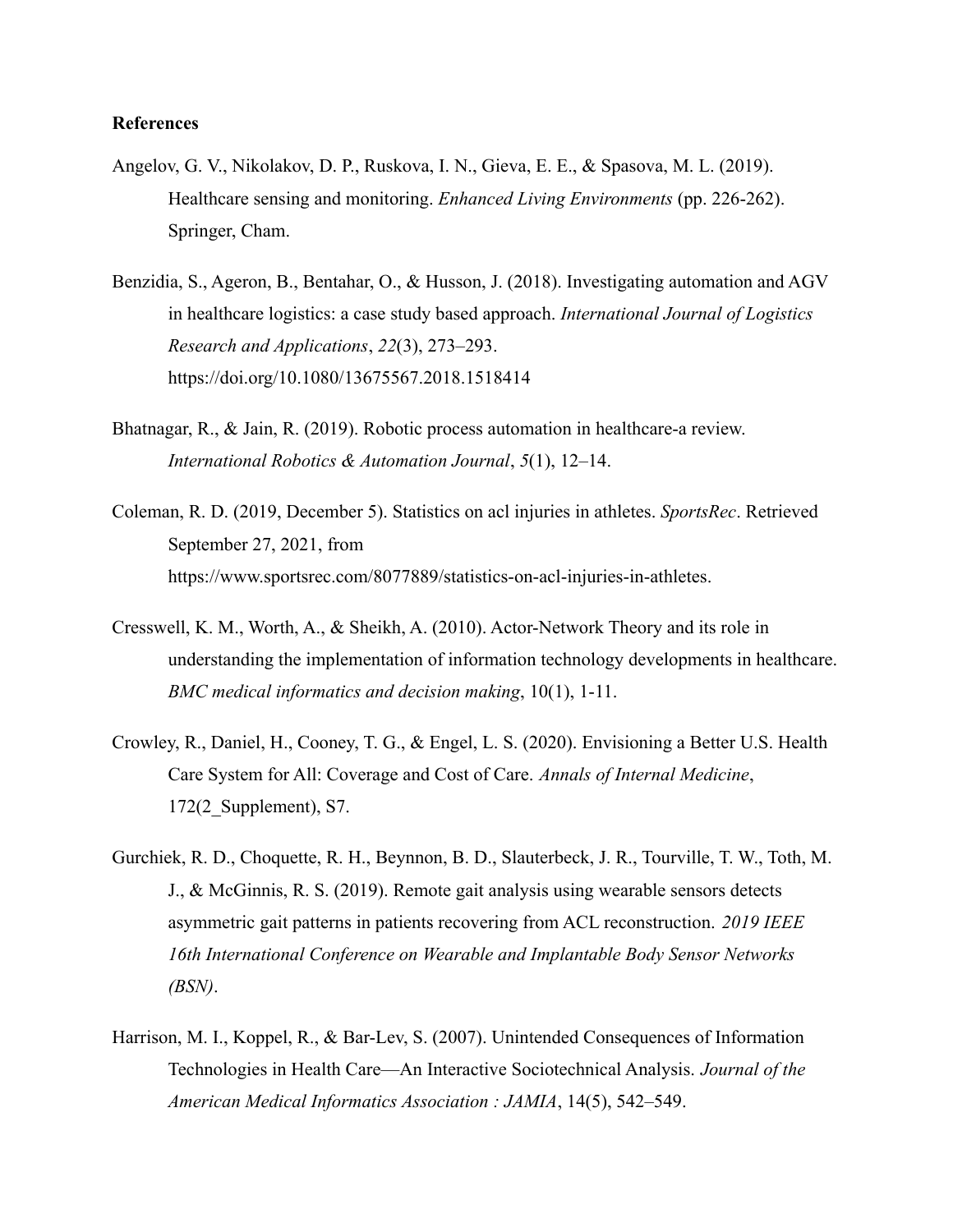**References**

Angelov, G. V., Nikolakov, D. P., Ruskova, I. N., Gieva, E. E., & Spasova, M. L. (2019). Healthcare sensing and monitoring. *Enhanced Living Environments* (pp. 226-262). Springer, Cham.

Benzidia, S., Ageron, B., Bentahar, O., & Husson, J. (2018). Investigating automation and AGV in healthcare logistics: a case study based approach. *International Journal of Logistics Research and Applications*, *22*(3), 273–293. https://doi.org/10.1080/13675567.2018.1518414

Bhatnagar, R., & Jain, R. (2019). Robotic process automation in healthcare-a review. *International Robotics & Automation Journal*, *5*(1), 12–14.

Coleman, R. D. (2019, December 5). Statistics on acl injuries in athletes. *SportsRec*. Retrieved September 27, 2021, from https://www.sportsrec.com/8077889/statistics-on-acl-injuries-in-athletes.

Cresswell, K. M., Worth, A., & Sheikh, A. (2010). Actor-Network Theory and its role in understanding the implementation of information technology developments in healthcare. *BMC medical informatics and decision making*, 10(1), 1-11.

Crowley, R., Daniel, H., Cooney, T. G., & Engel, L. S. (2020). Envisioning a Better U.S. Health Care System for All: Coverage and Cost of Care. *Annals of Internal Medicine*, 172(2_Supplement), S7.

Gurchiek, R. D., Choquette, R. H., Beynnon, B. D., Slauterbeck, J. R., Tourville, T. W., Toth, M. J., & McGinnis, R. S. (2019). Remote gait analysis using wearable sensors detects asymmetric gait patterns in patients recovering from ACL reconstruction. *2019 IEEE 16th International Conference on Wearable and Implantable Body Sensor Networks (BSN)*.

Harrison, M. I., Koppel, R., & Bar-Lev, S. (2007). Unintended Consequences of Information Technologies in Health Care—An Interactive Sociotechnical Analysis. *Journal of the American Medical Informatics Association : JAMIA*, 14(5), 542–549.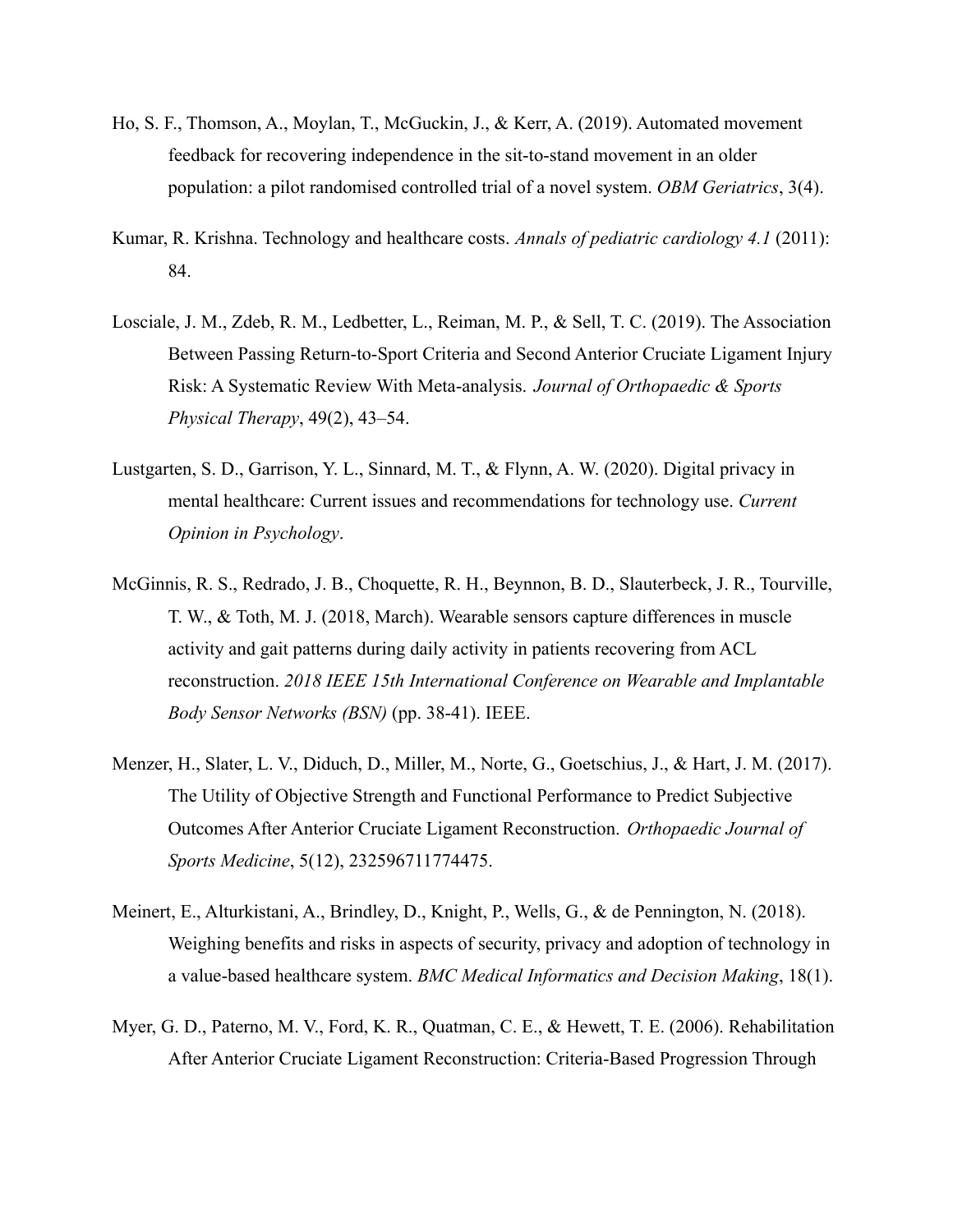Ho, S. F., Thomson, A., Moylan, T., McGuckin, J., & Kerr, A. (2019). Automated movement feedback for recovering independence in the sit-to-stand movement in an older population: a pilot randomised controlled trial of a novel system. *OBM Geriatrics*, 3(4).

Kumar, R. Krishna. Technology and healthcare costs. *Annals of pediatric cardiology 4.1* (2011): 84.

Losciale, J. M., Zdeb, R. M., Ledbetter, L., Reiman, M. P., & Sell, T. C. (2019). The Association Between Passing Return-to-Sport Criteria and Second Anterior Cruciate Ligament Injury Risk: A Systematic Review With Meta-analysis. *Journal of Orthopaedic & Sports Physical Therapy*, 49(2), 43–54.

Lustgarten, S. D., Garrison, Y. L., Sinnard, M. T., & Flynn, A. W. (2020). Digital privacy in mental healthcare: Current issues and recommendations for technology use. *Current Opinion in Psychology*.

McGinnis, R. S., Redrado, J. B., Choquette, R. H., Beynnon, B. D., Slauterbeck, J. R., Tourville, T. W., & Toth, M. J. (2018, March). Wearable sensors capture differences in muscle activity and gait patterns during daily activity in patients recovering from ACL reconstruction. *2018 IEEE 15th International Conference on Wearable and Implantable Body Sensor Networks (BSN)* (pp. 38-41). IEEE.

Menzer, H., Slater, L. V., Diduch, D., Miller, M., Norte, G., Goetschius, J., & Hart, J. M. (2017). The Utility of Objective Strength and Functional Performance to Predict Subjective Outcomes After Anterior Cruciate Ligament Reconstruction. *Orthopaedic Journal of Sports Medicine*, 5(12), 232596711774475.

Meinert, E., Alturkistani, A., Brindley, D., Knight, P., Wells, G., & de Pennington, N. (2018). Weighing benefits and risks in aspects of security, privacy and adoption of technology in a value-based healthcare system. *BMC Medical Informatics and Decision Making*, 18(1).

Myer, G. D., Paterno, M. V., Ford, K. R., Quatman, C. E., & Hewett, T. E. (2006). Rehabilitation After Anterior Cruciate Ligament Reconstruction: Criteria-Based Progression Through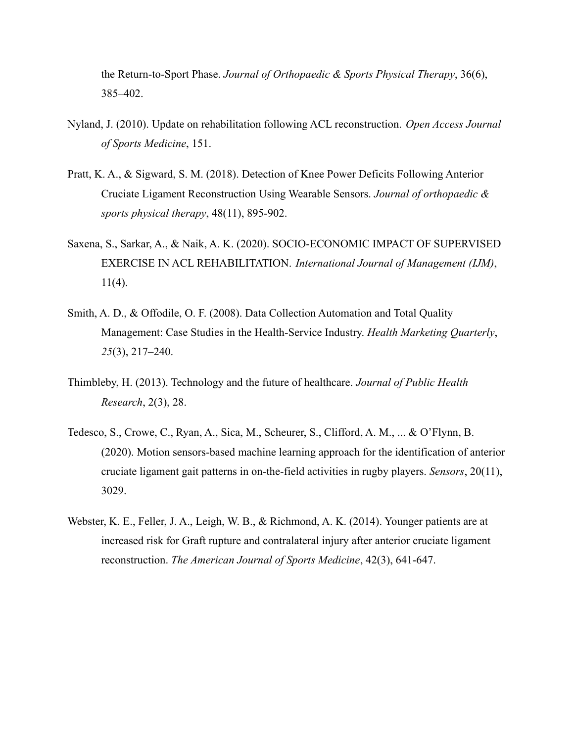the Return-to-Sport Phase. *Journal of Orthopaedic & Sports Physical Therapy*, 36(6), 385–402.

Nyland, J. (2010). Update on rehabilitation following ACL reconstruction. *Open Access Journal of Sports Medicine*, 151.

Pratt, K. A., & Sigward, S. M. (2018). Detection of Knee Power Deficits Following Anterior Cruciate Ligament Reconstruction Using Wearable Sensors. *Journal of orthopaedic & sports physical therapy*, 48(11), 895-902.

Saxena, S., Sarkar, A., & Naik, A. K. (2020). SOCIO-ECONOMIC IMPACT OF SUPERVISED EXERCISE IN ACL REHABILITATION. *International Journal of Management (IJM)*, 11(4).

Smith, A. D., & Offodile, O. F. (2008). Data Collection Automation and Total Quality Management: Case Studies in the Health-Service Industry. *Health Marketing Quarterly*, *25*(3), 217–240.

Thimbleby, H. (2013). Technology and the future of healthcare. *Journal of Public Health Research*, 2(3), 28.

Tedesco, S., Crowe, C., Ryan, A., Sica, M., Scheurer, S., Clifford, A. M., ... & O'Flynn, B. (2020). Motion sensors-based machine learning approach for the identification of anterior cruciate ligament gait patterns in on-the-field activities in rugby players. *Sensors*, 20(11), 3029.

Webster, K. E., Feller, J. A., Leigh, W. B., & Richmond, A. K. (2014). Younger patients are at increased risk for Graft rupture and contralateral injury after anterior cruciate ligament reconstruction. *The American Journal of Sports Medicine*, 42(3), 641-647.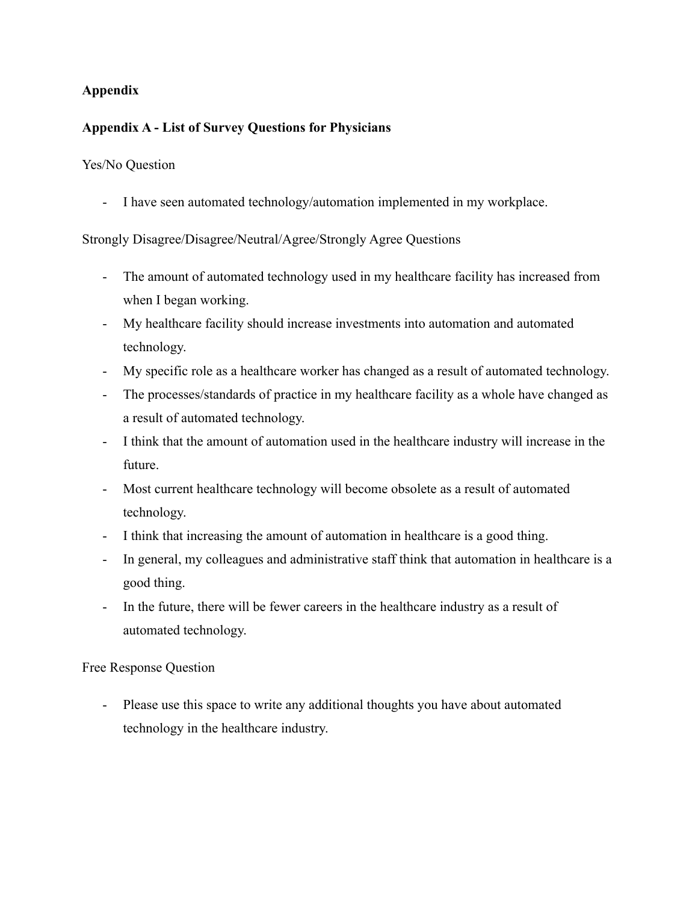## Appendix

### Appendix A - List of Survey Questions for Physicians

Yes/No Question

- I have seen automated technology/automation implemented in my workplace.

Strongly Disagree/Disagree/Neutral/Agree/Strongly Agree Questions

- The amount of automated technology used in my healthcare facility has increased from when I began working.
- My healthcare facility should increase investments into automation and automated technology.
- My specific role as a healthcare worker has changed as a result of automated technology.
- The processes/standards of practice in my healthcare facility as a whole have changed as a result of automated technology.
- I think that the amount of automation used in the healthcare industry will increase in the future.
- Most current healthcare technology will become obsolete as a result of automated technology.
- I think that increasing the amount of automation in healthcare is a good thing.
- In general, my colleagues and administrative staff think that automation in healthcare is a good thing.
- In the future, there will be fewer careers in the healthcare industry as a result of automated technology.

Free Response Question

- Please use this space to write any additional thoughts you have about automated technology in the healthcare industry.